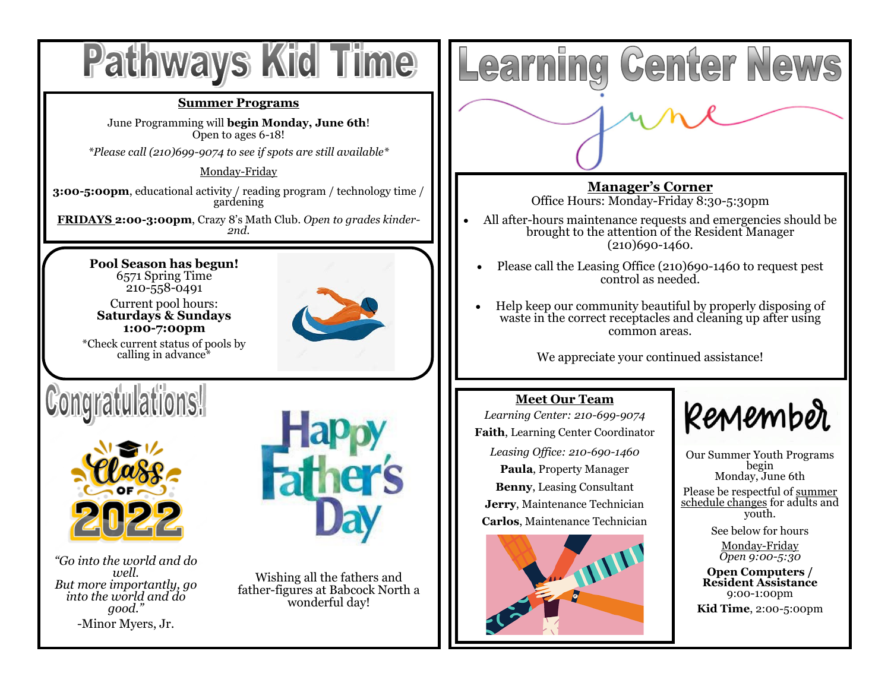# Pathways Kid Time

## Summer Programs

June Programming will **begin Monday, June 6th**!
Open to ages 6-18!

*\*Please call (210)699-9074 to see if spots are still available\**

Monday-Friday

**3:00-5:00pm**, educational activity / reading program / technology time / gardening

**FRIDAYS 2:00-3:00pm**, Crazy 8's Math Club. *Open to grades kinder-2nd.*

**Pool Season has begun!**
6571 Spring Time
210-558-0491
Current pool hours:
**Saturdays & Sundays**
**1:00-7:00pm**
\*Check current status of pools by calling in advance\*

## Congratulations!

Class of 2022

*"Go into the world and do well. But more importantly, go into the world and do good."*
-Minor Myers, Jr.

Happy Father's Day

Wishing all the fathers and father-figures at Babcock North a wonderful day!

# Learning Center News

june

## Manager's Corner

Office Hours: Monday-Friday 8:30-5:30pm

- All after-hours maintenance requests and emergencies should be brought to the attention of the Resident Manager (210)690-1460.
- Please call the Leasing Office (210)690-1460 to request pest control as needed.
- Help keep our community beautiful by properly disposing of waste in the correct receptacles and cleaning up after using common areas.

We appreciate your continued assistance!

## Meet Our Team

*Learning Center: 210-699-9074*
**Faith**, Learning Center Coordinator

*Leasing Office: 210-690-1460*
**Paula**, Property Manager
**Benny**, Leasing Consultant
**Jerry**, Maintenance Technician
**Carlos**, Maintenance Technician

## Remember

Our Summer Youth Programs begin Monday, June 6th

Please be respectful of summer schedule changes for adults and youth.

See below for hours

Monday-Friday
*Open 9:00-5:30*

**Open Computers / Resident Assistance**
9:00-1:00pm

**Kid Time**, 2:00-5:00pm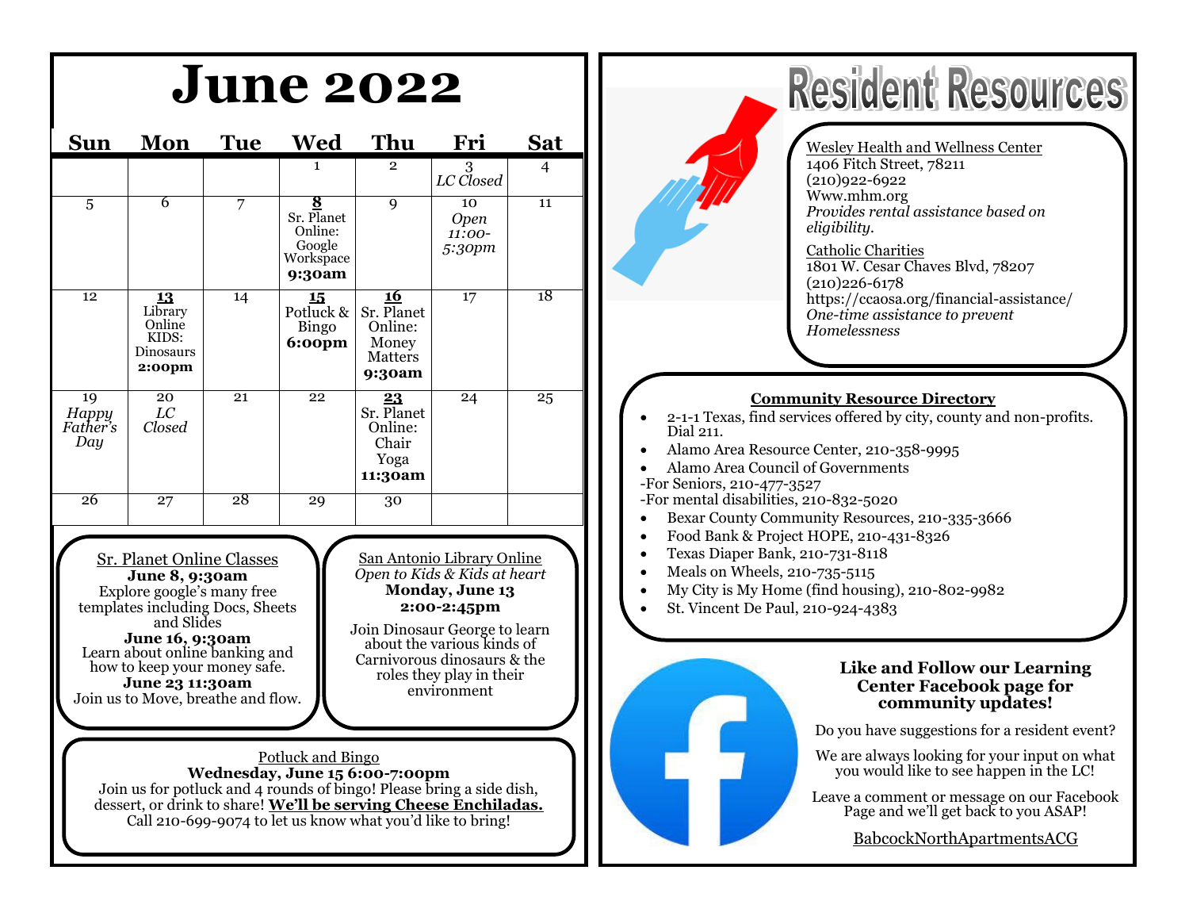# June 2022

| Sun | Mon | Tue | Wed | Thu | Fri | Sat |
|---|---|---|---|---|---|---|
| | | | 1 | 2 | 3 *LC Closed* | 4 |
| 5 | 6 | 7 | **8** Sr. Planet Online: Google Workspace **9:30am** | 9 | 10 *Open 11:00-5:30pm* | 11 |
| 12 | **13** Library Online KIDS: Dinosaurs **2:00pm** | 14 | **15** Potluck & Bingo **6:00pm** | **16** Sr. Planet Online: Money Matters **9:30am** | 17 | 18 |
| 19 *Happy Father's Day* | 20 *LC Closed* | 21 | 22 | **23** Sr. Planet Online: Chair Yoga **11:30am** | 24 | 25 |
| 26 | 27 | 28 | 29 | 30 | | |

Sr. Planet Online Classes

**June 8, 9:30am**
Explore google's many free templates including Docs, Sheets and Slides

**June 16, 9:30am**
Learn about online banking and how to keep your money safe.

**June 23 11:30am**
Join us to Move, breathe and flow.

San Antonio Library Online

*Open to Kids & Kids at heart*

**Monday, June 13**
**2:00-2:45pm**

Join Dinosaur George to learn about the various kinds of Carnivorous dinosaurs & the roles they play in their environment

Potluck and Bingo

**Wednesday, June 15 6:00-7:00pm**

Join us for potluck and 4 rounds of bingo! Please bring a side dish, dessert, or drink to share! **We'll be serving Cheese Enchiladas.** Call 210-699-9074 to let us know what you'd like to bring!

# Resident Resources

Wesley Health and Wellness Center
1406 Fitch Street, 78211
(210)922-6922
Www.mhm.org
*Provides rental assistance based on eligibility.*

Catholic Charities
1801 W. Cesar Chaves Blvd, 78207
(210)226-6178
https://ccaosa.org/financial-assistance/
*One-time assistance to prevent Homelessness*

**Community Resource Directory**

- 2-1-1 Texas, find services offered by city, county and non-profits. Dial 211.
- Alamo Area Resource Center, 210-358-9995
- Alamo Area Council of Governments

-For Seniors, 210-477-3527
-For mental disabilities, 210-832-5020

- Bexar County Community Resources, 210-335-3666
- Food Bank & Project HOPE, 210-431-8326
- Texas Diaper Bank, 210-731-8118
- Meals on Wheels, 210-735-5115
- My City is My Home (find housing), 210-802-9982
- St. Vincent De Paul, 210-924-4383

**Like and Follow our Learning Center Facebook page for community updates!**

Do you have suggestions for a resident event?

We are always looking for your input on what you would like to see happen in the LC!

Leave a comment or message on our Facebook Page and we'll get back to you ASAP!

BabcockNorthApartmentsACG